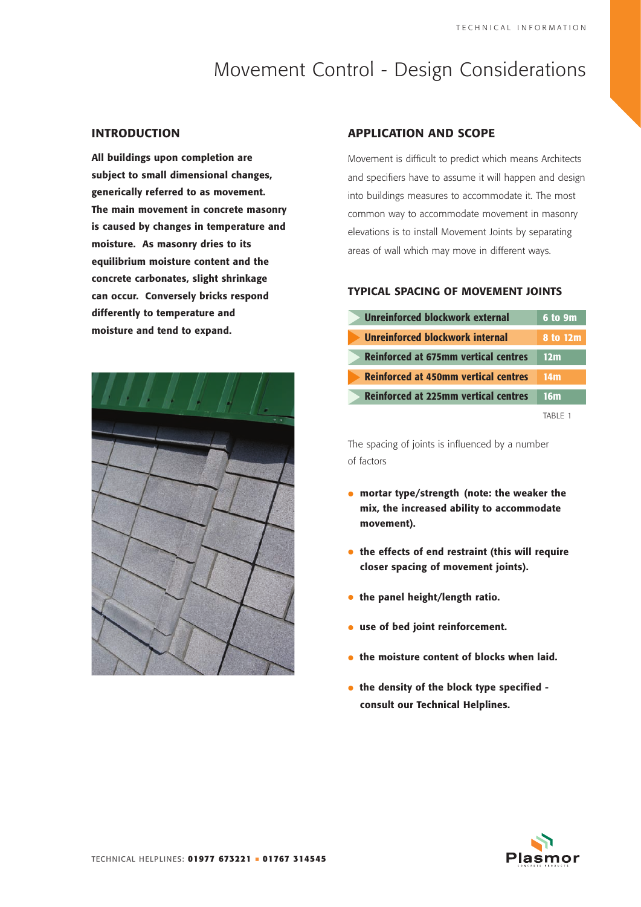# Movement Control - Design Considerations

## INTRODUCTION

**All buildings upon completion are subject to small dimensional changes, generically referred to as movement. The main movement in concrete masonry is caused by changes in temperature and moisture. As masonry dries to its equilibrium moisture content and the concrete carbonates, slight shrinkage can occur. Conversely bricks respond differently to temperature and moisture and tend to expand.**

## APPLICATION AND SCOPE

Movement is difficult to predict which means Architects and specifiers have to assume it will happen and design into buildings measures to accommodate it. The most common way to accommodate movement in masonry elevations is to install Movement Joints by separating areas of wall which may move in different ways.

### TYPICAL SPACING OF MOVEMENT JOINTS

| Type | Spacing |
| --- | --- |
| Unreinforced blockwork external | 6 to 9m |
| Unreinforced blockwork internal | 8 to 12m |
| Reinforced at 675mm vertical centres | 12m |
| Reinforced at 450mm vertical centres | 14m |
| Reinforced at 225mm vertical centres | 16m |

TABLE 1

The spacing of joints is influenced by a number of factors

- **mortar type/strength (note: the weaker the mix, the increased ability to accommodate movement).**
- **the effects of end restraint (this will require closer spacing of movement joints).**
- **the panel height/length ratio.**
- **use of bed joint reinforcement.**
- **the moisture content of blocks when laid.**
- **the density of the block type specified - consult our Technical Helplines.**

TECHNICAL HELPLINES: **01977 673221** ■ **01767 314545**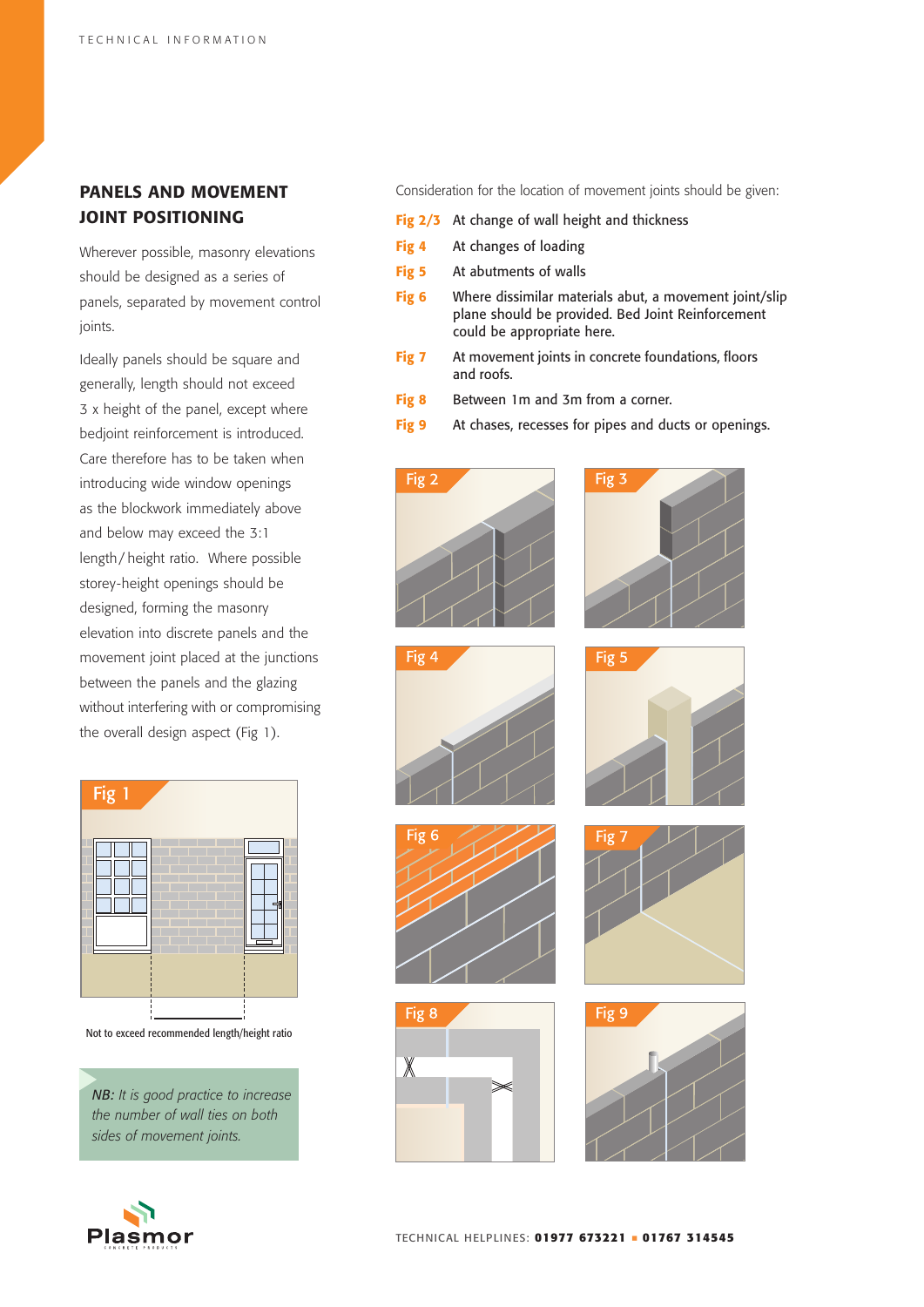## PANELS AND MOVEMENT JOINT POSITIONING

Wherever possible, masonry elevations should be designed as a series of panels, separated by movement control joints.

Ideally panels should be square and generally, length should not exceed 3 x height of the panel, except where bedjoint reinforcement is introduced. Care therefore has to be taken when introducing wide window openings as the blockwork immediately above and below may exceed the 3:1 length/height ratio. Where possible storey-height openings should be designed, forming the masonry elevation into discrete panels and the movement joint placed at the junctions between the panels and the glazing without interfering with or compromising the overall design aspect (Fig 1).

Fig 1

Not to exceed recommended length/height ratio

*NB: It is good practice to increase the number of wall ties on both sides of movement joints.*

Consideration for the location of movement joints should be given:

- **Fig 2/3** At change of wall height and thickness
- **Fig 4** At changes of loading
- **Fig 5** At abutments of walls
- **Fig 6** Where dissimilar materials abut, a movement joint/slip plane should be provided. Bed Joint Reinforcement could be appropriate here.
- **Fig 7** At movement joints in concrete foundations, floors and roofs.
- **Fig 8** Between 1m and 3m from a corner.
- **Fig 9** At chases, recesses for pipes and ducts or openings.

Fig 2

Fig 3

Fig 4

Fig 5

Fig 6

Fig 7

Fig 8

Fig 9

TECHNICAL HELPLINES: **01977 673221** ▪ **01767 314545**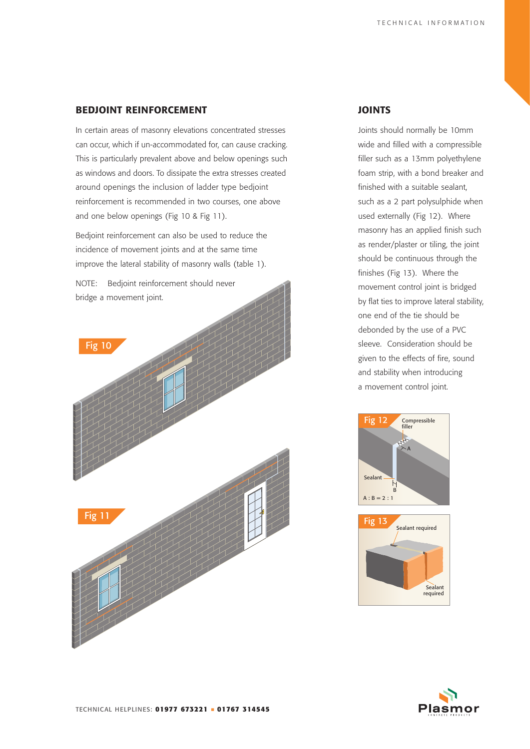## BEDJOINT REINFORCEMENT

In certain areas of masonry elevations concentrated stresses can occur, which if un-accommodated for, can cause cracking. This is particularly prevalent above and below openings such as windows and doors. To dissipate the extra stresses created around openings the inclusion of ladder type bedjoint reinforcement is recommended in two courses, one above and one below openings (Fig 10 & Fig 11).

Bedjoint reinforcement can also be used to reduce the incidence of movement joints and at the same time improve the lateral stability of masonry walls (table 1).

NOTE: Bedjoint reinforcement should never bridge a movement joint.

Fig 10

Fig 11

## JOINTS

Joints should normally be 10mm wide and filled with a compressible filler such as a 13mm polyethylene foam strip, with a bond breaker and finished with a suitable sealant, such as a 2 part polysulphide when used externally (Fig 12). Where masonry has an applied finish such as render/plaster or tiling, the joint should be continuous through the finishes (Fig 13). Where the movement control joint is bridged by flat ties to improve lateral stability, one end of the tie should be debonded by the use of a PVC sleeve. Consideration should be given to the effects of fire, sound and stability when introducing a movement control joint.

Fig 12

Compressible filler

A

Sealant

B

A : B = 2 : 1

Fig 13

Sealant required

Sealant required

TECHNICAL HELPLINES: **01977 673221** ■ **01767 314545**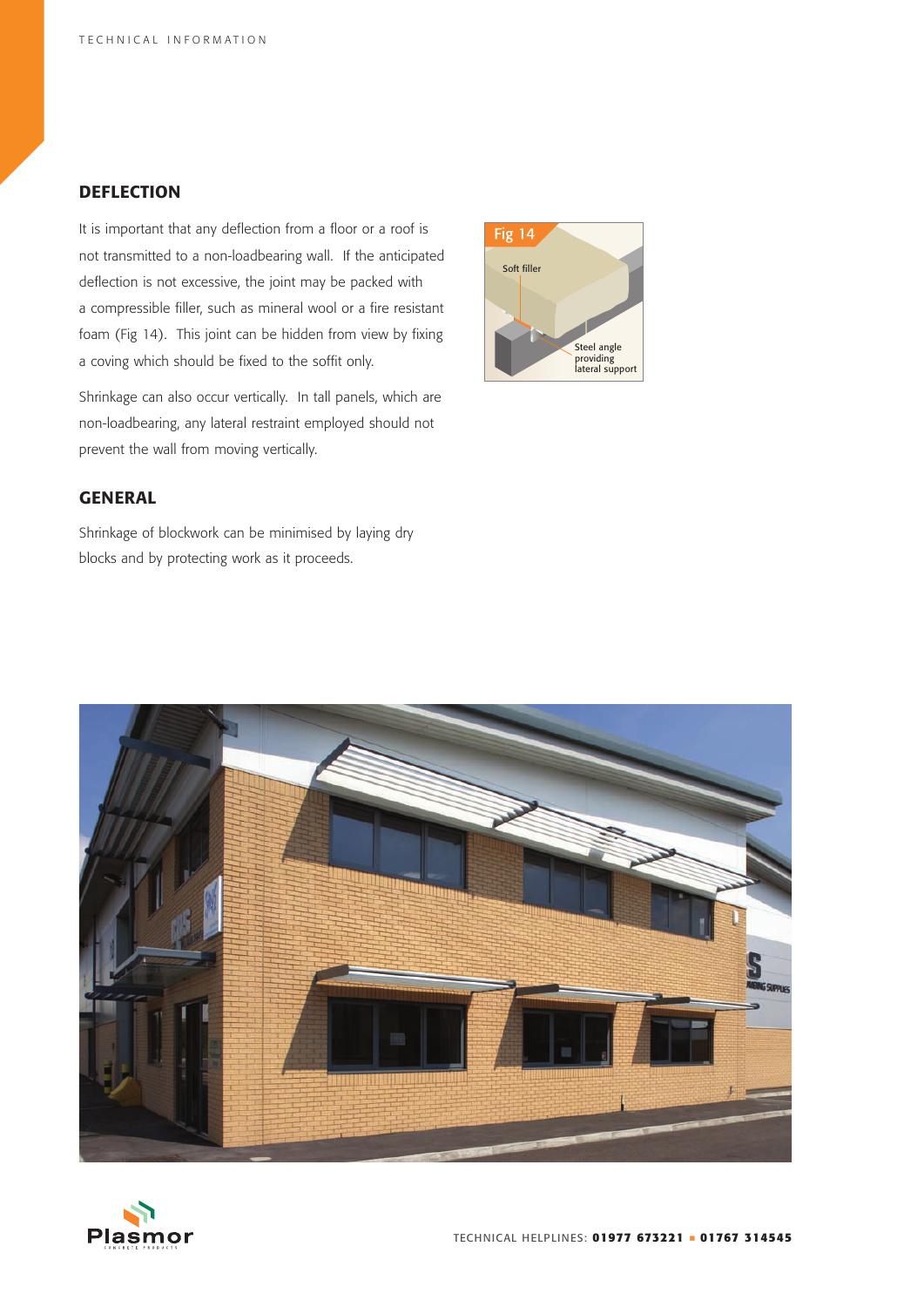## DEFLECTION

It is important that any deflection from a floor or a roof is not transmitted to a non-loadbearing wall. If the anticipated deflection is not excessive, the joint may be packed with a compressible filler, such as mineral wool or a fire resistant foam (Fig 14). This joint can be hidden from view by fixing a coving which should be fixed to the soffit only.

Shrinkage can also occur vertically. In tall panels, which are non-loadbearing, any lateral restraint employed should not prevent the wall from moving vertically.

Fig 14

Soft filler

Steel angle providing lateral support

## GENERAL

Shrinkage of blockwork can be minimised by laying dry blocks and by protecting work as it proceeds.

TECHNICAL HELPLINES: **01977 673221** ■ **01767 314545**